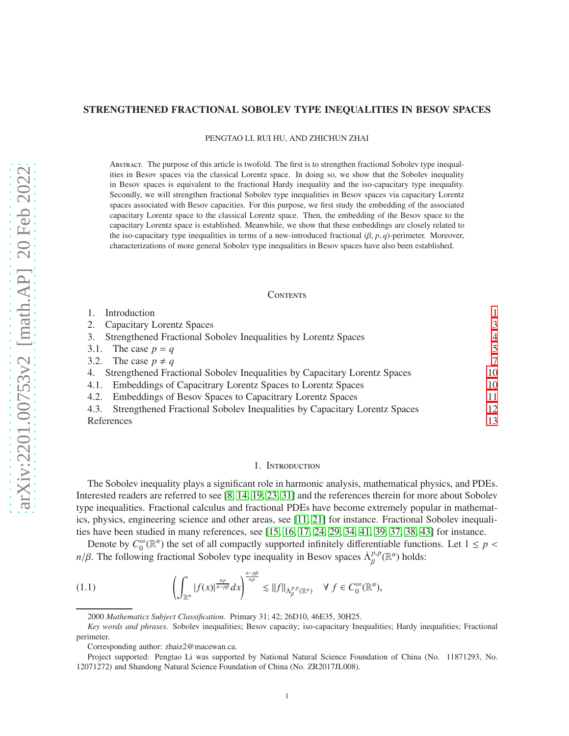# STRENGTHENED FRACTIONAL SOBOLEV TYPE INEQUALITIES IN BESOV SPACES

PENGTAO LI, RUI HU, AND ZHICHUN ZHAI

Abstract. The purpose of this article is twofold. The first is to strengthen fractional Sobolev type inequalities in Besov spaces via the classical Lorentz space. In doing so, we show that the Sobolev inequality in Besov spaces is equivalent to the fractional Hardy inequality and the iso-capacitary type inequality. Secondly, we will strengthen fractional Sobolev type inequalities in Besov spaces via capacitary Lorentz spaces associated with Besov capacities. For this purpose, we first study the embedding of the associated capacitary Lorentz space to the classical Lorentz space. Then, the embedding of the Besov space to the capacitary Lorentz space is established. Meanwhile, we show that these embeddings are closely related to the iso-capacitary type inequalities in terms of a new-introduced fractional $(\beta, p, q)$-perimeter. Moreover, characterizations of more general Sobolev type inequalities in Besov spaces have also been established.

## Contents

1. Introduction 1
2. Capacitary Lorentz Spaces 3
3. Strengthened Fractional Sobolev Inequalities by Lorentz Spaces 4
   - 3.1. The case $p = q$ 5
   - 3.2. The case $p \neq q$ 7
4. Strengthened Fractional Sobolev Inequalities by Capacitary Lorentz Spaces 10
   - 4.1. Embeddings of Capacitrary Lorentz Spaces to Lorentz Spaces 10
   - 4.2. Embeddings of Besov Spaces to Capacitrary Lorentz Spaces 11
   - 4.3. Strengthened Fractional Sobolev Inequalities by Capacitary Lorentz Spaces 12

References 13

## 1. Introduction

The Sobolev inequality plays a significant role in harmonic analysis, mathematical physics, and PDEs. Interested readers are referred to see [8, 14, 19, 23, 31] and the references therein for more about Sobolev type inequalities. Fractional calculus and fractional PDEs have become extremely popular in mathematics, physics, engineering science and other areas, see [11, 21] for instance. Fractional Sobolev inequalities have been studied in many references, see [15, 16, 17, 24, 29, 34, 41, 39, 37, 38, 43] for instance.

Denote by $C_0^\infty(\mathbb{R}^n)$ the set of all compactly supported infinitely differentiable functions. Let $1 \leq p < n/\beta$. The following fractional Sobolev type inequality in Besov spaces $\dot{\Lambda}_\beta^{p,p}(\mathbb{R}^n)$ holds:

$$
\left(\int_{\mathbb{R}^n} |f(x)|^{\frac{np}{n-p\beta}} dx\right)^{\frac{n-p\beta}{np}} \lesssim \|f\|_{\dot{\Lambda}_\beta^{p,p}(\mathbb{R}^n)} \quad \forall\, f \in C_0^\infty(\mathbb{R}^n), \tag{1.1}
$$

2000 *Mathematics Subject Classification.* Primary 31; 42; 26D10, 46E35, 30H25.

*Key words and phrases.* Sobolev inequalities; Besov capacity; iso-capacitary Inequalities; Hardy inequalities; Fractional perimeter.

Corresponding author: zhaiz2@macewan.ca.

Project supported: Pengtao Li was supported by National Natural Science Foundation of China (No. 11871293, No. 12071272) and Shandong Natural Science Foundation of China (No. ZR2017JL008).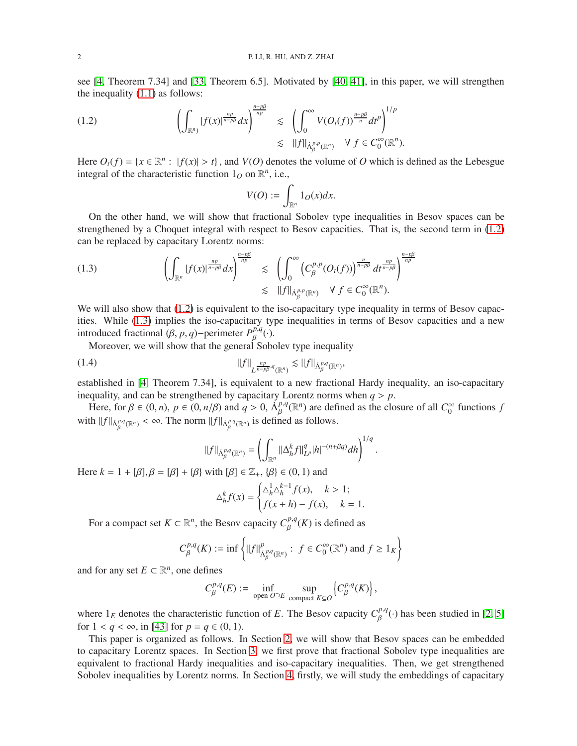see [4, Theorem 7.34] and [33, Theorem 6.5]. Motivated by [40, 41], in this paper, we will strengthen the inequality (1.1) as follows:

$$
\begin{aligned}
(1.2) \qquad \left(\int_{\mathbb{R}^n)} |f(x)|^{\frac{np}{n-p\beta}} dx\right)^{\frac{n-p\beta}{np}} &\lesssim \left(\int_0^\infty V(O_t(f))^{\frac{n-p\beta}{n}} dt^p\right)^{1/p} \\
&\lesssim \|f\|_{\dot{\Lambda}_\beta^{p,p}(\mathbb{R}^n)} \quad \forall\, f \in C_0^\infty(\mathbb{R}^n).
\end{aligned}
$$

Here $O_t(f) = \{x \in \mathbb{R}^n : |f(x)| > t\}$, and $V(O)$ denotes the volume of $O$ which is defined as the Lebesgue integral of the characteristic function $1_O$ on $\mathbb{R}^n$, i.e.,

$$
V(O) := \int_{\mathbb{R}^n} 1_O(x) dx.
$$

On the other hand, we will show that fractional Sobolev type inequalities in Besov spaces can be strengthened by a Choquet integral with respect to Besov capacities. That is, the second term in (1.2) can be replaced by capacitary Lorentz norms:

$$
\begin{aligned}
(1.3) \qquad \left(\int_{\mathbb{R}^n} |f(x)|^{\frac{np}{n-p\beta}} dx\right)^{\frac{n-p\beta}{np}} &\lesssim \left(\int_0^\infty \left(C_\beta^{p,p}(O_t(f))\right)^{\frac{n}{n-p\beta}} dt^{\frac{np}{n-p\beta}}\right)^{\frac{n-p\beta}{np}} \\
&\lesssim \|f\|_{\dot{\Lambda}_\beta^{p,p}(\mathbb{R}^n)} \quad \forall\, f \in C_0^\infty(\mathbb{R}^n).
\end{aligned}
$$

We will also show that (1.2) is equivalent to the iso-capacitary type inequality in terms of Besov capacities. While (1.3) implies the iso-capacitary type inequalities in terms of Besov capacities and a new introduced fractional $(\beta, p, q)$−perimeter $P_\beta^{p,q}(\cdot)$.

Moreover, we will show that the general Sobolev type inequality

$$
(1.4) \qquad \|f\|_{L^{\frac{np}{n-p\beta},q}(\mathbb{R}^n)} \lesssim \|f\|_{\dot{\Lambda}_\beta^{p,q}(\mathbb{R}^n)},
$$

established in [4, Theorem 7.34], is equivalent to a new fractional Hardy inequality, an iso-capacitary inequality, and can be strengthened by capacitary Lorentz norms when $q > p$.

Here, for $\beta \in (0, n)$, $p \in (0, n/\beta)$ and $q > 0$, $\dot{\Lambda}_\beta^{p,q}(\mathbb{R}^n)$ are defined as the closure of all $C_0^\infty$ functions $f$ with $\|f\|_{\dot{\Lambda}_\beta^{p,q}(\mathbb{R}^n)} < \infty$. The norm $\|f\|_{\dot{\Lambda}_\beta^{p,q}(\mathbb{R}^n)}$ is defined as follows.

$$
\|f\|_{\dot{\Lambda}_\beta^{p,q}(\mathbb{R}^n)} = \left(\int_{\mathbb{R}^n} \|\Delta_h^k f\|_{L^p}^q |h|^{-(n+\beta q)} dh\right)^{1/q}.
$$

Here $k = 1 + [\beta], \beta = [\beta] + \{\beta\}$ with $[\beta] \in \mathbb{Z}_+$, $\{\beta\} \in (0, 1)$ and

$$
\triangle_h^k f(x) = \begin{cases} \triangle_h^1 \triangle_h^{k-1} f(x), & k > 1; \\ f(x+h) - f(x), & k = 1. \end{cases}
$$

For a compact set $K \subset \mathbb{R}^n$, the Besov capacity $C_\beta^{p,q}(K)$ is defined as

$$
C_\beta^{p,q}(K) := \inf\left\{\|f\|_{\dot{\Lambda}_\beta^{p,q}(\mathbb{R}^n)}^p : f \in C_0^\infty(\mathbb{R}^n) \text{ and } f \geq 1_K\right\}
$$

and for any set $E \subset \mathbb{R}^n$, one defines

$$
C_\beta^{p,q}(E) := \inf_{\text{open } O \supseteq E} \sup_{\text{compact } K \subseteq O} \left\{C_\beta^{p,q}(K)\right\},
$$

where $1_E$ denotes the characteristic function of $E$. The Besov capacity $C_\beta^{p,q}(\cdot)$ has been studied in [2, 5] for $1 < q < \infty$, in [43] for $p = q \in (0, 1)$.

This paper is organized as follows. In Section 2, we will show that Besov spaces can be embedded to capacitary Lorentz spaces. In Section 3, we first prove that fractional Sobolev type inequalities are equivalent to fractional Hardy inequalities and iso-capacitary inequalities. Then, we get strengthened Sobolev inequalities by Lorentz norms. In Section 4, firstly, we will study the embeddings of capacitary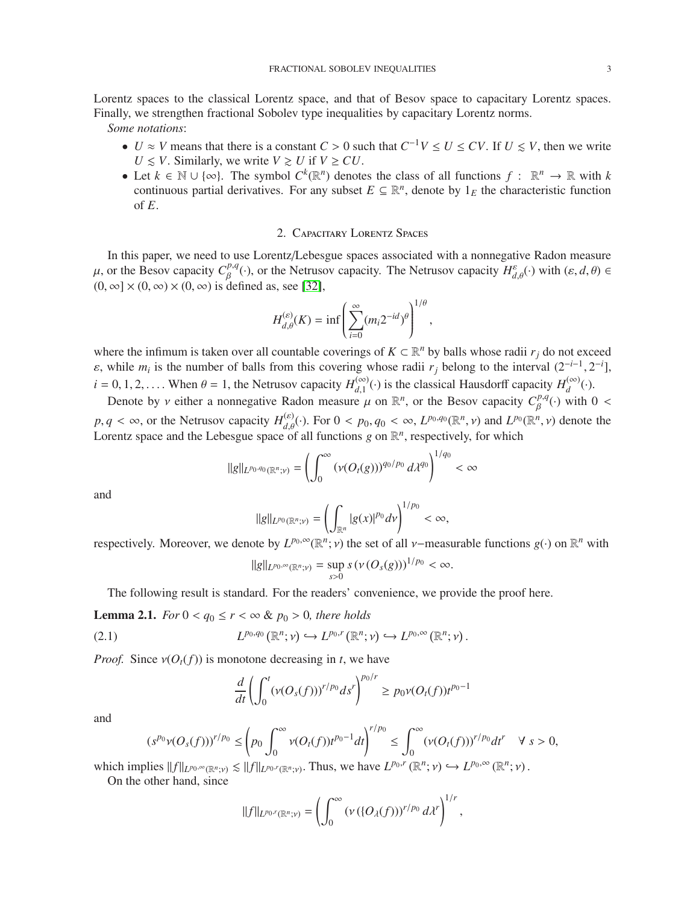Lorentz spaces to the classical Lorentz space, and that of Besov space to capacitary Lorentz spaces. Finally, we strengthen fractional Sobolev type inequalities by capacitary Lorentz norms.

*Some notations*:

- $U \approx V$ means that there is a constant $C > 0$ such that $C^{-1}V \le U \le CV$. If $U \lesssim V$, then we write $U \lesssim V$. Similarly, we write $V \gtrsim U$ if $V \ge CU$.
- Let $k \in \mathbb{N} \cup \{\infty\}$. The symbol $C^k(\mathbb{R}^n)$ denotes the class of all functions $f : \mathbb{R}^n \to \mathbb{R}$ with $k$ continuous partial derivatives. For any subset $E \subseteq \mathbb{R}^n$, denote by $1_E$ the characteristic function of $E$.

## 2. Capacitary Lorentz Spaces

In this paper, we need to use Lorentz/Lebesgue spaces associated with a nonnegative Radon measure $\mu$, or the Besov capacity $C_\beta^{p,q}(\cdot)$, or the Netrusov capacity. The Netrusov capacity $H^{\varepsilon}_{d,\theta}(\cdot)$ with $(\varepsilon, d, \theta) \in (0, \infty] \times (0, \infty) \times (0, \infty)$ is defined as, see [32],

$$H^{(\varepsilon)}_{d,\theta}(K) = \inf \left( \sum_{i=0}^{\infty} (m_i 2^{-id})^{\theta} \right)^{1/\theta},$$

where the infimum is taken over all countable coverings of $K \subset \mathbb{R}^n$ by balls whose radii $r_j$ do not exceed $\varepsilon$, while $m_i$ is the number of balls from this covering whose radii $r_j$ belong to the interval $(2^{-i-1}, 2^{-i}]$, $i = 0, 1, 2, \dots$. When $\theta = 1$, the Netrusov capacity $H^{(\infty)}_{d,1}(\cdot)$ is the classical Hausdorff capacity $H^{(\infty)}_{d}(\cdot)$.

Denote by $\nu$ either a nonnegative Radon measure $\mu$ on $\mathbb{R}^n$, or the Besov capacity $C_\beta^{p,q}(\cdot)$ with $0 < p, q < \infty$, or the Netrusov capacity $H^{(\varepsilon)}_{d,\theta}(\cdot)$. For $0 < p_0, q_0 < \infty$, $L^{p_0,q_0}(\mathbb{R}^n, \nu)$ and $L^{p_0}(\mathbb{R}^n, \nu)$ denote the Lorentz space and the Lebesgue space of all functions $g$ on $\mathbb{R}^n$, respectively, for which

$$\|g\|_{L^{p_0,q_0}(\mathbb{R}^n;\nu)} = \left( \int_0^\infty (\nu(O_t(g)))^{q_0/p_0} \, d\lambda^{q_0} \right)^{1/q_0} < \infty$$

and

$$\|g\|_{L^{p_0}(\mathbb{R}^n;\nu)} = \left( \int_{\mathbb{R}^n} |g(x)|^{p_0} d\nu \right)^{1/p_0} < \infty,$$

respectively. Moreover, we denote by $L^{p_0,\infty}(\mathbb{R}^n;\nu)$ the set of all $\nu$−measurable functions $g(\cdot)$ on $\mathbb{R}^n$ with

$$\|g\|_{L^{p_0,\infty}(\mathbb{R}^n;\nu)} = \sup_{s>0} s\,(\nu(O_s(g)))^{1/p_0} < \infty.$$

The following result is standard. For the readers' convenience, we provide the proof here.

**Lemma 2.1.** *For $0 < q_0 \le r < \infty$ & $p_0 > 0$, there holds*

$$L^{p_0,q_0}(\mathbb{R}^n;\nu) \hookrightarrow L^{p_0,r}(\mathbb{R}^n;\nu) \hookrightarrow L^{p_0,\infty}(\mathbb{R}^n;\nu). \tag{2.1}$$

*Proof.* Since $\nu(O_t(f))$ is monotone decreasing in $t$, we have

$$\frac{d}{dt}\left( \int_0^t (\nu(O_s(f)))^{r/p_0} ds^r \right)^{p_0/r} \ge p_0 \nu(O_t(f)) t^{p_0-1}$$

and

$$(s^{p_0}\nu(O_s(f)))^{r/p_0} \le \left( p_0 \int_0^\infty \nu(O_t(f)) t^{p_0-1} dt \right)^{r/p_0} \le \int_0^\infty (\nu(O_t(f)))^{r/p_0} dt^r \quad \forall\ s > 0,$$

which implies $\|f\|_{L^{p_0,\infty}(\mathbb{R}^n;\nu)} \lesssim \|f\|_{L^{p_0,r}(\mathbb{R}^n;\nu)}$. Thus, we have $L^{p_0,r}(\mathbb{R}^n;\nu) \hookrightarrow L^{p_0,\infty}(\mathbb{R}^n;\nu)$.

On the other hand, since

$$\|f\|_{L^{p_0,r}(\mathbb{R}^n;\nu)} = \left( \int_0^\infty (\nu(\{O_\lambda(f)))^{r/p_0} \, d\lambda^r \right)^{1/r},$$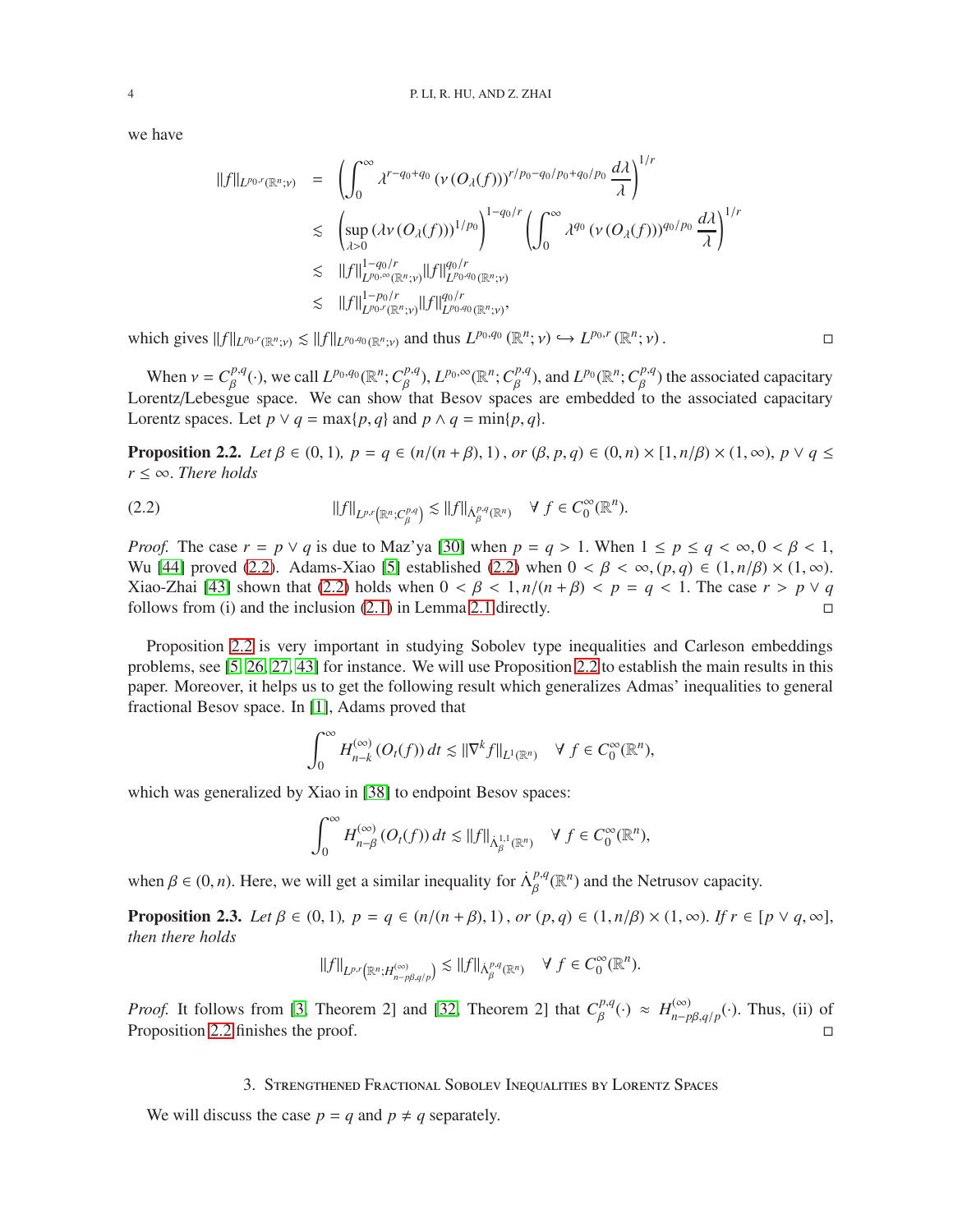we have

$$
\begin{aligned}
\|f\|_{L^{p_0,r}(\mathbb{R}^n;\nu)} &= \left(\int_0^\infty \lambda^{r-q_0+q_0} \left(\nu\left(O_\lambda(f)\right)\right)^{r/p_0-q_0/p_0+q_0/p_0} \frac{d\lambda}{\lambda}\right)^{1/r} \\
&\lesssim \left(\sup_{\lambda>0} \left(\lambda \nu\left(O_\lambda(f)\right)\right)^{1/p_0}\right)^{1-q_0/r} \left(\int_0^\infty \lambda^{q_0} \left(\nu\left(O_\lambda(f)\right)\right)^{q_0/p_0} \frac{d\lambda}{\lambda}\right)^{1/r} \\
&\lesssim \|f\|_{L^{p_0,\infty}(\mathbb{R}^n;\nu)}^{1-q_0/r} \|f\|_{L^{p_0,q_0}(\mathbb{R}^n;\nu)}^{q_0/r} \\
&\lesssim \|f\|_{L^{p_0,r}(\mathbb{R}^n;\nu)}^{1-p_0/r} \|f\|_{L^{p_0,q_0}(\mathbb{R}^n;\nu)}^{q_0/r},
\end{aligned}
$$

which gives $\|f\|_{L^{p_0,r}(\mathbb{R}^n;\nu)} \lesssim \|f\|_{L^{p_0,q_0}(\mathbb{R}^n;\nu)}$ and thus $L^{p_0,q_0}(\mathbb{R}^n;\nu) \hookrightarrow L^{p_0,r}(\mathbb{R}^n;\nu)$. ◻

When $\nu = C_\beta^{p,q}(\cdot)$, we call $L^{p_0,q_0}(\mathbb{R}^n; C_\beta^{p,q})$, $L^{p_0,\infty}(\mathbb{R}^n; C_\beta^{p,q})$, and $L^{p_0}(\mathbb{R}^n; C_\beta^{p,q})$ the associated capacitary Lorentz/Lebesgue space. We can show that Besov spaces are embedded to the associated capacitary Lorentz spaces. Let $p \vee q = \max\{p, q\}$ and $p \wedge q = \min\{p, q\}$.

**Proposition 2.2.** *Let $\beta \in (0, 1)$, $p = q \in (n/(n+\beta), 1)$, or $(\beta, p, q) \in (0, n) \times [1, n/\beta) \times (1, \infty)$, $p \vee q \leq r \leq \infty$. There holds*

$$
\|f\|_{L^{p,r}\left(\mathbb{R}^n; C_\beta^{p,q}\right)} \lesssim \|f\|_{\dot{\Lambda}_\beta^{p,q}(\mathbb{R}^n)} \quad \forall\ f \in C_0^\infty(\mathbb{R}^n). \tag{2.2}
$$

*Proof.* The case $r = p \vee q$ is due to Maz'ya [30] when $p = q > 1$. When $1 \leq p \leq q < \infty, 0 < \beta < 1$, Wu [44] proved (2.2). Adams-Xiao [5] established (2.2) when $0 < \beta < \infty, (p, q) \in (1, n/\beta) \times (1, \infty)$. Xiao-Zhai [43] shown that (2.2) holds when $0 < \beta < 1, n/(n+\beta) < p = q < 1$. The case $r > p \vee q$ follows from (i) and the inclusion (2.1) in Lemma 2.1 directly. ◻

Proposition 2.2 is very important in studying Sobolev type inequalities and Carleson embeddings problems, see [5, 26, 27, 43] for instance. We will use Proposition 2.2 to establish the main results in this paper. Moreover, it helps us to get the following result which generalizes Admas' inequalities to general fractional Besov space. In [1], Adams proved that

$$
\int_0^\infty H_{n-k}^{(\infty)}\left(O_t(f)\right) dt \lesssim \|\nabla^k f\|_{L^1(\mathbb{R}^n)} \quad \forall\ f \in C_0^\infty(\mathbb{R}^n),
$$

which was generalized by Xiao in [38] to endpoint Besov spaces:

$$
\int_0^\infty H_{n-\beta}^{(\infty)}\left(O_t(f)\right) dt \lesssim \|f\|_{\dot{\Lambda}_\beta^{1,1}(\mathbb{R}^n)} \quad \forall\ f \in C_0^\infty(\mathbb{R}^n),
$$

when $\beta \in (0, n)$. Here, we will get a similar inequality for $\dot{\Lambda}_\beta^{p,q}(\mathbb{R}^n)$ and the Netrusov capacity.

**Proposition 2.3.** *Let $\beta \in (0, 1)$, $p = q \in (n/(n+\beta), 1)$, or $(p, q) \in (1, n/\beta) \times (1, \infty)$. If $r \in [p \vee q, \infty]$, then there holds*

$$
\|f\|_{L^{p,r}\left(\mathbb{R}^n; H_{n-p\beta,q/p}^{(\infty)}\right)} \lesssim \|f\|_{\dot{\Lambda}_\beta^{p,q}(\mathbb{R}^n)} \quad \forall\ f \in C_0^\infty(\mathbb{R}^n).
$$

*Proof.* It follows from [3, Theorem 2] and [32, Theorem 2] that $C_\beta^{p,q}(\cdot) \approx H_{n-p\beta,q/p}^{(\infty)}(\cdot)$. Thus, (ii) of Proposition 2.2 finishes the proof. ◻

## 3. Strengthened Fractional Sobolev Inequalities by Lorentz Spaces

We will discuss the case $p = q$ and $p \neq q$ separately.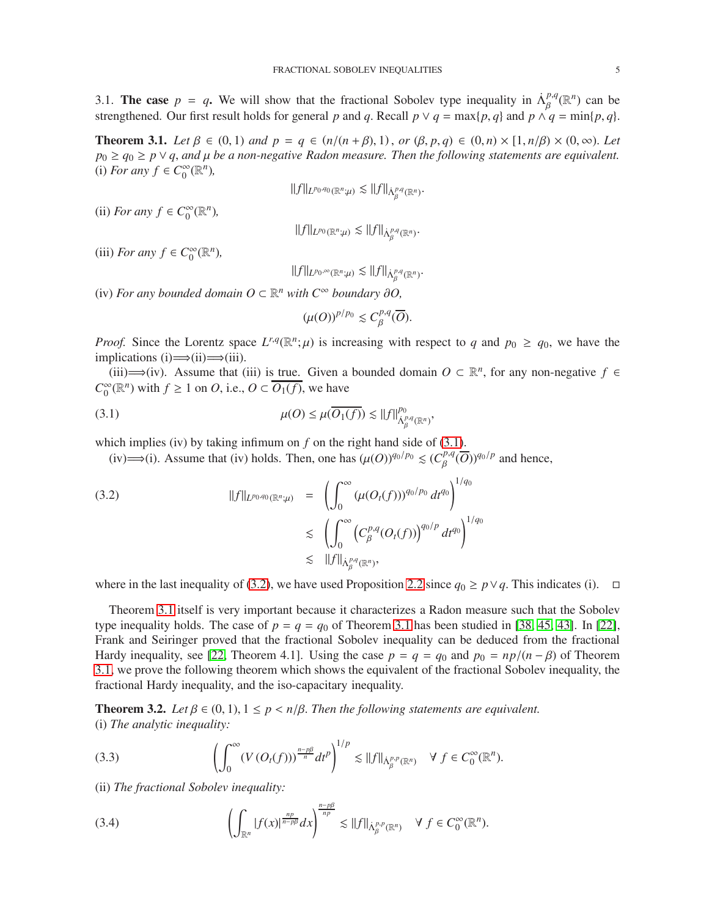3.1. **The case** $p = q$**.** We will show that the fractional Sobolev type inequality in $\dot{\Lambda}^{p,q}_{\beta}(\mathbb{R}^n)$ can be strengthened. Our first result holds for general $p$ and $q$. Recall $p \vee q = \max\{p, q\}$ and $p \wedge q = \min\{p, q\}$.

**Theorem 3.1.** *Let $\beta \in (0, 1)$ and $p = q \in (n/(n + \beta), 1)$, or $(\beta, p, q) \in (0, n) \times [1, n/\beta) \times (0, \infty)$. Let $p_0 \geq q_0 \geq p \vee q$, and $\mu$ be a non-negative Radon measure. Then the following statements are equivalent.*
(i) *For any $f \in C_0^\infty(\mathbb{R}^n)$,*

$$\|f\|_{L^{p_0,q_0}(\mathbb{R}^n;\mu)} \lesssim \|f\|_{\dot{\Lambda}^{p,q}_{\beta}(\mathbb{R}^n)}.$$

(ii) *For any $f \in C_0^\infty(\mathbb{R}^n)$,*

$$\|f\|_{L^{p_0}(\mathbb{R}^n;\mu)} \lesssim \|f\|_{\dot{\Lambda}^{p,q}_{\beta}(\mathbb{R}^n)}.$$

(iii) *For any $f \in C_0^\infty(\mathbb{R}^n)$,*

$$\|f\|_{L^{p_0,\infty}(\mathbb{R}^n;\mu)} \lesssim \|f\|_{\dot{\Lambda}^{p,q}_{\beta}(\mathbb{R}^n)}.$$

(iv) *For any bounded domain $O \subset \mathbb{R}^n$ with $C^\infty$ boundary $\partial O$,*

$$(\mu(O))^{p/p_0} \lesssim C^{p,q}_{\beta}(\overline{O}).$$

*Proof.* Since the Lorentz space $L^{r,q}(\mathbb{R}^n;\mu)$ is increasing with respect to $q$ and $p_0 \geq q_0$, we have the implications (i)$\Longrightarrow$(ii)$\Longrightarrow$(iii).

(iii)$\Longrightarrow$(iv). Assume that (iii) is true. Given a bounded domain $O \subset \mathbb{R}^n$, for any non-negative $f \in C_0^\infty(\mathbb{R}^n)$ with $f \geq 1$ on $O$, i.e., $O \subset \overline{O_1(f)}$, we have

$$\mu(O) \leq \mu(\overline{O_1(f)}) \lesssim \|f\|^{p_0}_{\dot{\Lambda}^{p,q}_{\beta}(\mathbb{R}^n)}, \tag{3.1}$$

which implies (iv) by taking infimum on $f$ on the right hand side of (3.1).

(iv)$\Longrightarrow$(i). Assume that (iv) holds. Then, one has $(\mu(O))^{q_0/p_0} \lesssim (C^{p,q}_{\beta}(\overline{O}))^{q_0/p}$ and hence,

$$\begin{aligned}
\|f\|_{L^{p_0,q_0}(\mathbb{R}^n;\mu)} &= \left(\int_0^\infty (\mu(O_t(f)))^{q_0/p_0}\, dt^{q_0}\right)^{1/q_0} \\
&\lesssim \left(\int_0^\infty \left(C^{p,q}_{\beta}(O_t(f))\right)^{q_0/p} dt^{q_0}\right)^{1/q_0} \\
&\lesssim \|f\|_{\dot{\Lambda}^{p,q}_{\beta}(\mathbb{R}^n)},
\end{aligned} \tag{3.2}$$

where in the last inequality of (3.2), we have used Proposition 2.2 since $q_0 \geq p \vee q$. This indicates (i). $\square$

Theorem 3.1 itself is very important because it characterizes a Radon measure such that the Sobolev type inequality holds. The case of $p = q = q_0$ of Theorem 3.1 has been studied in [38, 45, 43]. In [22], Frank and Seiringer proved that the fractional Sobolev inequality can be deduced from the fractional Hardy inequality, see [22, Theorem 4.1]. Using the case $p = q = q_0$ and $p_0 = np/(n - \beta)$ of Theorem 3.1, we prove the following theorem which shows the equivalent of the fractional Sobolev inequality, the fractional Hardy inequality, and the iso-capacitary inequality.

**Theorem 3.2.** *Let $\beta \in (0, 1)$, $1 \leq p < n/\beta$. Then the following statements are equivalent.*
(i) *The analytic inequality:*

$$\left(\int_0^\infty (V(O_t(f)))^{\frac{n-p\beta}{n}} dt^p\right)^{1/p} \lesssim \|f\|_{\dot{\Lambda}^{p,p}_{\beta}(\mathbb{R}^n)} \quad \forall\, f \in C_0^\infty(\mathbb{R}^n). \tag{3.3}$$

(ii) *The fractional Sobolev inequality:*

$$\left(\int_{\mathbb{R}^n} |f(x)|^{\frac{np}{n-p\beta}} dx\right)^{\frac{n-p\beta}{np}} \lesssim \|f\|_{\dot{\Lambda}^{p,p}_{\beta}(\mathbb{R}^n)} \quad \forall\, f \in C_0^\infty(\mathbb{R}^n). \tag{3.4}$$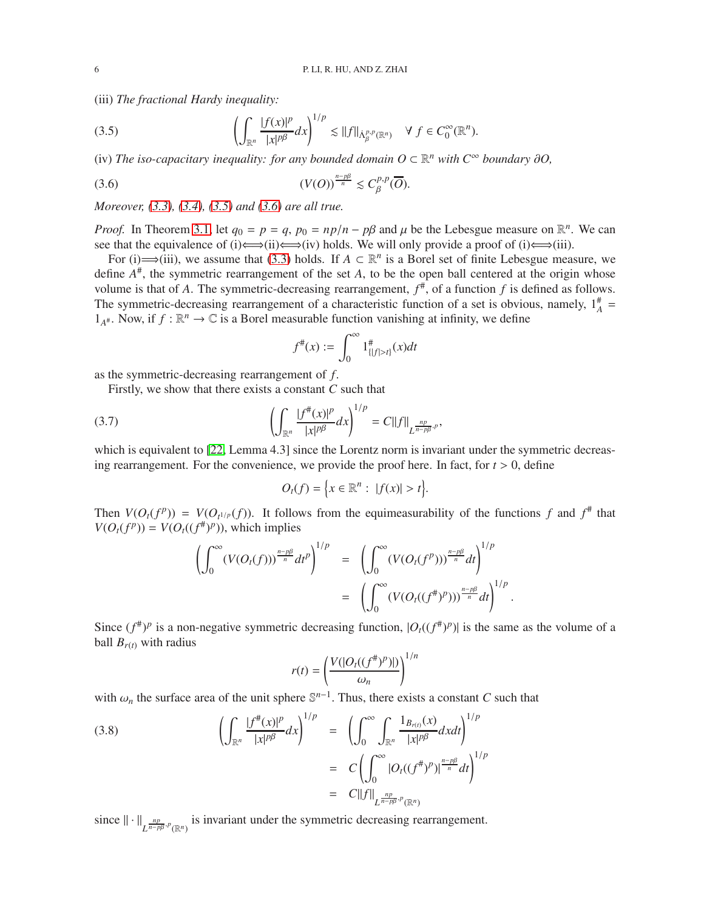(iii) *The fractional Hardy inequality:*

$$\left(\int_{\mathbb{R}^n} \frac{|f(x)|^p}{|x|^{p\beta}}dx\right)^{1/p} \lesssim \|f\|_{\dot{\Lambda}^{p,p}_{\beta}(\mathbb{R}^n)} \quad \forall\ f \in C_0^\infty(\mathbb{R}^n). \tag{3.5}$$

(iv) *The iso-capacitary inequality: for any bounded domain $O \subset \mathbb{R}^n$ with $C^\infty$ boundary $\partial O$,*

$$(V(O))^{\frac{n-p\beta}{n}} \lesssim C^{p,p}_{\beta}(\overline{O}). \tag{3.6}$$

*Moreover, (3.3), (3.4), (3.5) and (3.6) are all true.*

*Proof.* In Theorem 3.1, let $q_0 = p = q$, $p_0 = np/n - p\beta$ and $\mu$ be the Lebesgue measure on $\mathbb{R}^n$. We can see that the equivalence of (i)$\Longleftrightarrow$(ii)$\Longleftrightarrow$(iv) holds. We will only provide a proof of (i)$\Longleftrightarrow$(iii).

For (i)$\Longrightarrow$(iii), we assume that (3.3) holds. If $A \subset \mathbb{R}^n$ is a Borel set of finite Lebesgue measure, we define $A^\#$, the symmetric rearrangement of the set $A$, to be the open ball centered at the origin whose volume is that of $A$. The symmetric-decreasing rearrangement, $f^\#$, of a function $f$ is defined as follows. The symmetric-decreasing rearrangement of a characteristic function of a set is obvious, namely, $1^\#_A = 1_{A^\#}$. Now, if $f : \mathbb{R}^n \to \mathbb{C}$ is a Borel measurable function vanishing at infinity, we define

$$f^\#(x) := \int_0^\infty 1^\#_{\{|f|>t\}}(x)dt$$

as the symmetric-decreasing rearrangement of $f$.

Firstly, we show that there exists a constant $C$ such that

$$\left(\int_{\mathbb{R}^n} \frac{|f^\#(x)|^p}{|x|^{p\beta}}dx\right)^{1/p} = C\|f\|_{L^{\frac{np}{n-p\beta},p}}, \tag{3.7}$$

which is equivalent to [22, Lemma 4.3] since the Lorentz norm is invariant under the symmetric decreasing rearrangement. For the convenience, we provide the proof here. In fact, for $t > 0$, define

$$O_t(f) = \Big\{x \in \mathbb{R}^n : \ |f(x)| > t\Big\}.$$

Then $V(O_t(f^p)) = V(O_{t^{1/p}}(f))$. It follows from the equimeasurability of the functions $f$ and $f^\#$ that $V(O_t(f^p)) = V(O_t((f^\#)^p))$, which implies

$$\begin{aligned}
\left(\int_0^\infty (V(O_t(f)))^{\frac{n-p\beta}{n}}dt^p\right)^{1/p} &= \left(\int_0^\infty (V(O_t(f^p)))^{\frac{n-p\beta}{n}}dt\right)^{1/p} \\
&= \left(\int_0^\infty (V(O_t((f^\#)^p)))^{\frac{n-p\beta}{n}}dt\right)^{1/p}.
\end{aligned}$$

Since $(f^\#)^p$ is a non-negative symmetric decreasing function, $|O_t((f^\#)^p)|$ is the same as the volume of a ball $B_{r(t)}$ with radius

$$r(t) = \left(\frac{V(|O_t((f^\#)^p)|)}{\omega_n}\right)^{1/n}$$

with $\omega_n$ the surface area of the unit sphere $\mathbb{S}^{n-1}$. Thus, there exists a constant $C$ such that

$$\begin{aligned}
\left(\int_{\mathbb{R}^n} \frac{|f^\#(x)|^p}{|x|^{p\beta}}dx\right)^{1/p} &= \left(\int_0^\infty \int_{\mathbb{R}^n} \frac{1_{B_{r(t)}}(x)}{|x|^{p\beta}}dxdt\right)^{1/p} \\
&= C\left(\int_0^\infty |O_t((f^\#)^p)|^{\frac{n-p\beta}{n}}dt\right)^{1/p} \\
&= C\|f\|_{L^{\frac{np}{n-p\beta},p}(\mathbb{R}^n)}
\end{aligned} \tag{3.8}$$

since $\|\cdot\|_{L^{\frac{np}{n-p\beta},p}(\mathbb{R}^n)}$ is invariant under the symmetric decreasing rearrangement.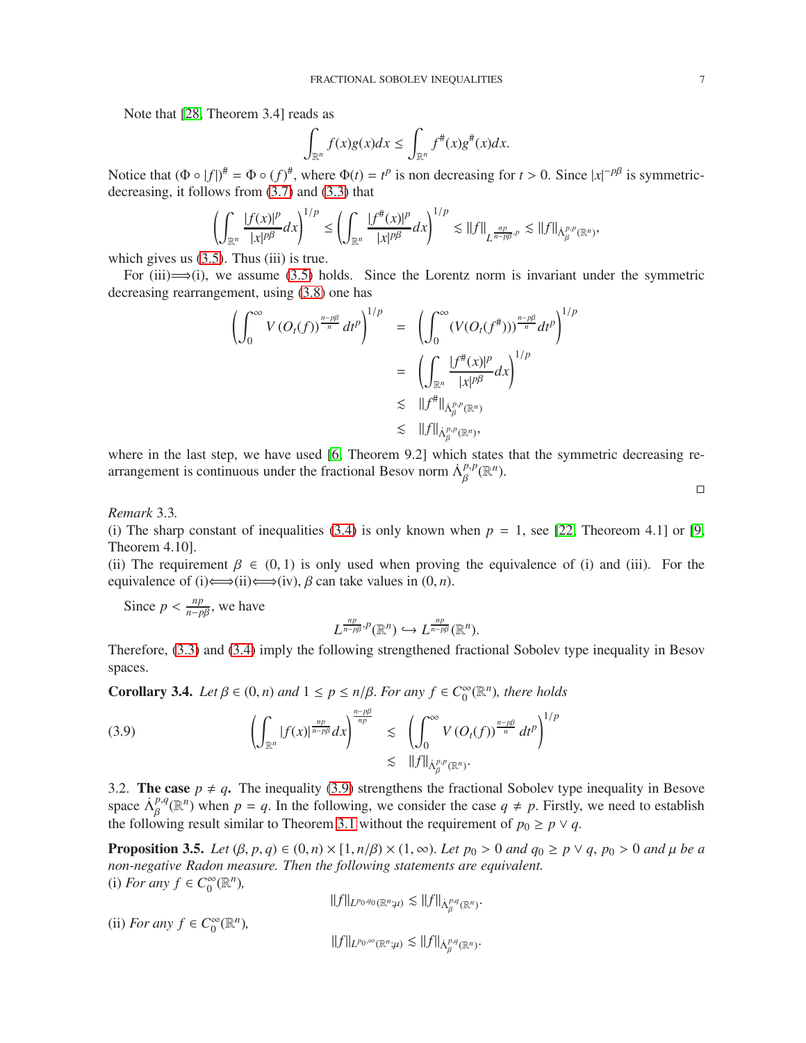Note that [28, Theorem 3.4] reads as

$$\int_{\mathbb{R}^n} f(x)g(x)dx \le \int_{\mathbb{R}^n} f^{\#}(x)g^{\#}(x)dx.$$

Notice that $(\Phi \circ |f|)^{\#} = \Phi \circ (f)^{\#}$, where $\Phi(t) = t^p$ is non decreasing for $t > 0$. Since $|x|^{-p\beta}$ is symmetric-decreasing, it follows from (3.7) and (3.3) that

$$\left(\int_{\mathbb{R}^n} \frac{|f(x)|^p}{|x|^{p\beta}}dx\right)^{1/p} \le \left(\int_{\mathbb{R}^n} \frac{|f^{\#}(x)|^p}{|x|^{p\beta}}dx\right)^{1/p} \lesssim \|f\|_{L^{\frac{np}{n-p\beta},p}} \lesssim \|f\|_{\dot{\Lambda}^{p,p}_{\beta}(\mathbb{R}^n)},$$

which gives us (3.5). Thus (iii) is true.

For (iii)$\Longrightarrow$(i), we assume (3.5) holds. Since the Lorentz norm is invariant under the symmetric decreasing rearrangement, using (3.8) one has

$$\begin{aligned}
\left(\int_0^\infty V\left(O_t(f)\right)^{\frac{n-p\beta}{n}} dt^p\right)^{1/p} &= \left(\int_0^\infty (V(O_t(f^{\#})))^{\frac{n-p\beta}{n}} dt^p\right)^{1/p} \\
&= \left(\int_{\mathbb{R}^n} \frac{|f^{\#}(x)|^p}{|x|^{p\beta}}dx\right)^{1/p} \\
&\lesssim \|f^{\#}\|_{\dot{\Lambda}^{p,p}_{\beta}(\mathbb{R}^n)} \\
&\lesssim \|f\|_{\dot{\Lambda}^{p,p}_{\beta}(\mathbb{R}^n)},
\end{aligned}$$

where in the last step, we have used [6, Theorem 9.2] which states that the symmetric decreasing rearrangement is continuous under the fractional Besov norm $\dot{\Lambda}^{p,p}_{\beta}(\mathbb{R}^n)$.

□

*Remark* 3.3.
(i) The sharp constant of inequalities (3.4) is only known when $p = 1$, see [22, Theoreom 4.1] or [9, Theorem 4.10].
(ii) The requirement $\beta \in (0, 1)$ is only used when proving the equivalence of (i) and (iii). For the equivalence of (i)$\Longleftrightarrow$(ii)$\Longleftrightarrow$(iv), $\beta$ can take values in $(0, n)$.

Since $p < \frac{np}{n-p\beta}$, we have

$$L^{\frac{np}{n-p\beta},p}(\mathbb{R}^n) \hookrightarrow L^{\frac{np}{n-p\beta}}(\mathbb{R}^n).$$

Therefore, (3.3) and (3.4) imply the following strengthened fractional Sobolev type inequality in Besov spaces.

**Corollary 3.4.** *Let $\beta \in (0, n)$ and $1 \le p \le n/\beta$. For any $f \in C_0^\infty(\mathbb{R}^n)$, there holds*

$$\begin{aligned}
\left(\int_{\mathbb{R}^n} |f(x)|^{\frac{np}{n-p\beta}}dx\right)^{\frac{n-p\beta}{np}} &\lesssim \left(\int_0^\infty V\left(O_t(f)\right)^{\frac{n-p\beta}{n}} dt^p\right)^{1/p} \\
&\lesssim \|f\|_{\dot{\Lambda}^{p,p}_{\beta}(\mathbb{R}^n)}.
\end{aligned} \tag{3.9}$$

3.2. **The case $p \neq q$.** The inequality (3.9) strengthens the fractional Sobolev type inequality in Besove space $\dot{\Lambda}^{p,q}_{\beta}(\mathbb{R}^n)$ when $p = q$. In the following, we consider the case $q \neq p$. Firstly, we need to establish the following result similar to Theorem 3.1 without the requirement of $p_0 \ge p \vee q$.

**Proposition 3.5.** *Let $(\beta, p, q) \in (0, n) \times [1, n/\beta) \times (1, \infty)$. Let $p_0 > 0$ and $q_0 \ge p \vee q$, $p_0 > 0$ and $\mu$ be a non-negative Radon measure. Then the following statements are equivalent.*
(i) *For any $f \in C_0^\infty(\mathbb{R}^n)$,*

$$\|f\|_{L^{p_0,q_0}(\mathbb{R}^n;\mu)} \lesssim \|f\|_{\dot{\Lambda}^{p,q}_{\beta}(\mathbb{R}^n)}.$$

(ii) *For any $f \in C_0^\infty(\mathbb{R}^n)$,*

$$\|f\|_{L^{p_0,\infty}(\mathbb{R}^n;\mu)} \lesssim \|f\|_{\dot{\Lambda}^{p,q}_{\beta}(\mathbb{R}^n)}.$$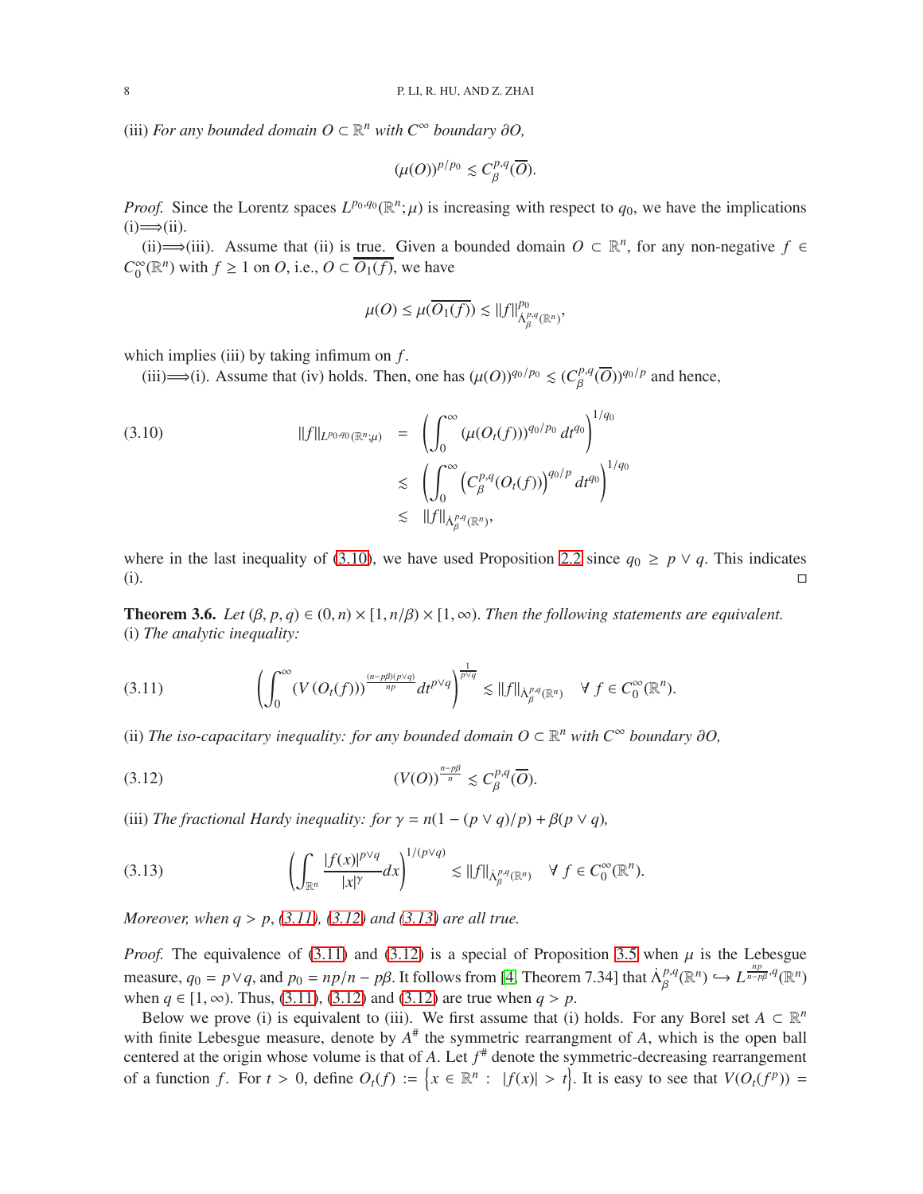(iii) *For any bounded domain $O \subset \mathbb{R}^n$ with $C^\infty$ boundary $\partial O$,*

$$(\mu(O))^{p/p_0} \lesssim C_\beta^{p,q}(\overline{O}).$$

*Proof.* Since the Lorentz spaces $L^{p_0,q_0}(\mathbb{R}^n;\mu)$ is increasing with respect to $q_0$, we have the implications (i)$\Longrightarrow$(ii).

(ii)$\Longrightarrow$(iii). Assume that (ii) is true. Given a bounded domain $O \subset \mathbb{R}^n$, for any non-negative $f \in C_0^\infty(\mathbb{R}^n)$ with $f \geq 1$ on $O$, i.e., $O \subset \overline{O_1(f)}$, we have

$$\mu(O) \leq \mu(\overline{O_1(f)}) \lesssim \|f\|^{p_0}_{\dot{\Lambda}_\beta^{p,q}(\mathbb{R}^n)},$$

which implies (iii) by taking infimum on $f$.

(iii)$\Longrightarrow$(i). Assume that (iv) holds. Then, one has $(\mu(O))^{q_0/p_0} \lesssim (C_\beta^{p,q}(\overline{O}))^{q_0/p}$ and hence,

$$
\begin{aligned}
\|f\|_{L^{p_0,q_0}(\mathbb{R}^n;\mu)} &= \left(\int_0^\infty (\mu(O_t(f)))^{q_0/p_0}\, dt^{q_0}\right)^{1/q_0} \\
&\lesssim \left(\int_0^\infty \left(C_\beta^{p,q}(O_t(f))\right)^{q_0/p} dt^{q_0}\right)^{1/q_0} \\
&\lesssim \|f\|_{\dot{\Lambda}_\beta^{p,q}(\mathbb{R}^n)},
\end{aligned}
\tag{3.10}
$$

where in the last inequality of (3.10), we have used Proposition 2.2 since $q_0 \geq p \vee q$. This indicates (i). $\square$

**Theorem 3.6.** *Let $(\beta, p, q) \in (0, n) \times [1, n/\beta) \times [1, \infty)$. Then the following statements are equivalent.*
(i) *The analytic inequality:*

$$\left(\int_0^\infty (V(O_t(f)))^{\frac{(n-p\beta)(p\vee q)}{np}} dt^{p\vee q}\right)^{\frac{1}{p\vee q}} \lesssim \|f\|_{\dot{\Lambda}_\beta^{p,q}(\mathbb{R}^n)} \quad \forall\, f \in C_0^\infty(\mathbb{R}^n). \tag{3.11}$$

(ii) *The iso-capacitary inequality: for any bounded domain $O \subset \mathbb{R}^n$ with $C^\infty$ boundary $\partial O$,*

$$(V(O))^{\frac{n-p\beta}{n}} \lesssim C_\beta^{p,q}(\overline{O}). \tag{3.12}$$

(iii) *The fractional Hardy inequality: for $\gamma = n(1 - (p \vee q)/p) + \beta(p \vee q)$,*

$$\left(\int_{\mathbb{R}^n} \frac{|f(x)|^{p\vee q}}{|x|^\gamma} dx\right)^{1/(p\vee q)} \lesssim \|f\|_{\dot{\Lambda}_\beta^{p,q}(\mathbb{R}^n)} \quad \forall\, f \in C_0^\infty(\mathbb{R}^n). \tag{3.13}$$

*Moreover, when $q > p$, (3.11), (3.12) and (3.13) are all true.*

*Proof.* The equivalence of (3.11) and (3.12) is a special of Proposition 3.5 when $\mu$ is the Lebesgue measure, $q_0 = p \vee q$, and $p_0 = np/n - p\beta$. It follows from [4, Theorem 7.34] that $\dot{\Lambda}_\beta^{p,q}(\mathbb{R}^n) \hookrightarrow L^{\frac{np}{n-p\beta},q}(\mathbb{R}^n)$ when $q \in [1, \infty)$. Thus, (3.11), (3.12) and (3.12) are true when $q > p$.

Below we prove (i) is equivalent to (iii). We first assume that (i) holds. For any Borel set $A \subset \mathbb{R}^n$ with finite Lebesgue measure, denote by $A^\#$ the symmetric rearrangment of $A$, which is the open ball centered at the origin whose volume is that of $A$. Let $f^\#$ denote the symmetric-decreasing rearrangement of a function $f$. For $t > 0$, define $O_t(f) := \left\{x \in \mathbb{R}^n : |f(x)| > t\right\}$. It is easy to see that $V(O_t(f^p)) =$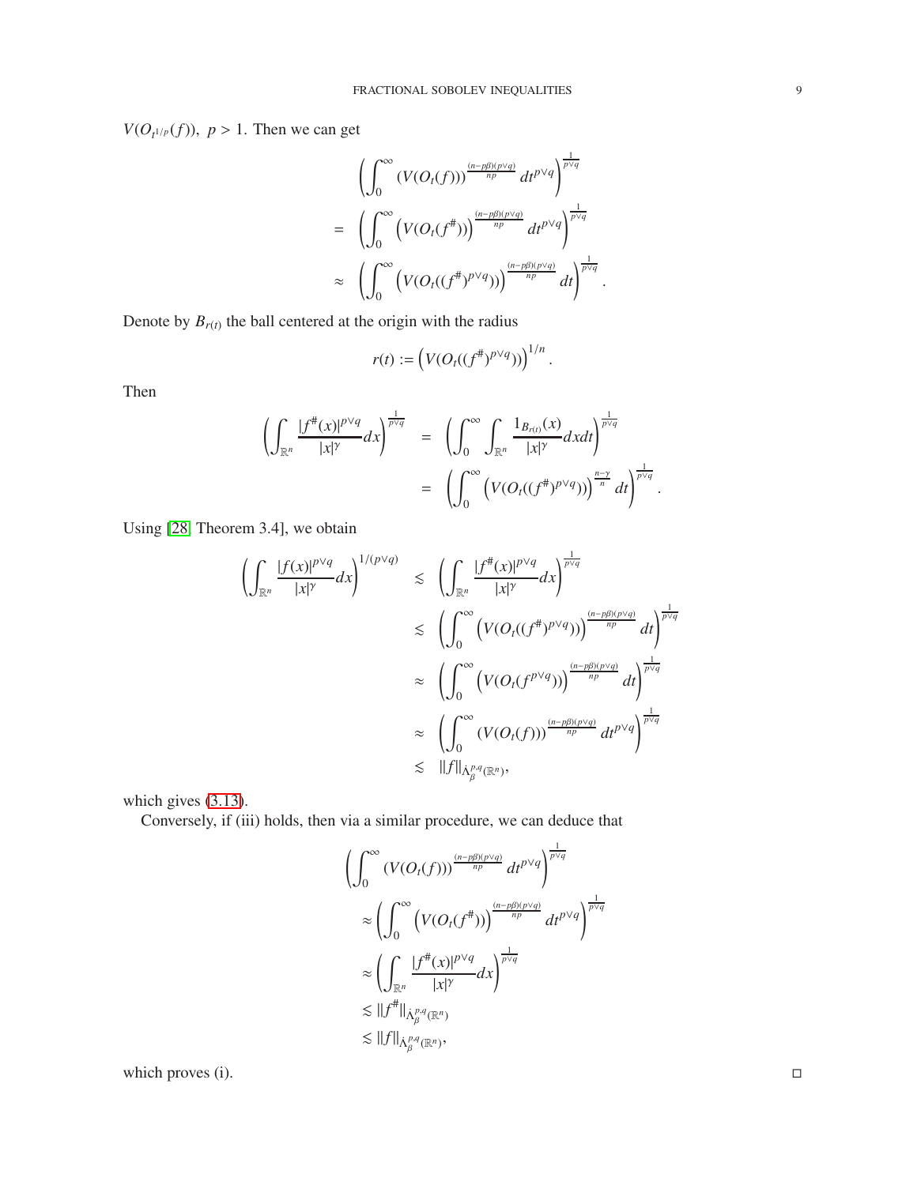$V(O_{t^{1/p}}(f)),\ p>1$. Then we can get

$$
\begin{aligned}
& \left(\int_0^\infty (V(O_t(f)))^{\frac{(n-p\beta)(p\vee q)}{np}}\, dt^{p\vee q}\right)^{\frac{1}{p\vee q}} \\
= & \left(\int_0^\infty \left(V(O_t(f^\#))\right)^{\frac{(n-p\beta)(p\vee q)}{np}}\, dt^{p\vee q}\right)^{\frac{1}{p\vee q}} \\
\approx & \left(\int_0^\infty \left(V(O_t((f^\#)^{p\vee q}))\right)^{\frac{(n-p\beta)(p\vee q)}{np}}\, dt\right)^{\frac{1}{p\vee q}}.
\end{aligned}
$$

Denote by $B_{r(t)}$ the ball centered at the origin with the radius

$$
r(t) := \left(V(O_t((f^\#)^{p\vee q}))\right)^{1/n}.
$$

Then

$$
\begin{aligned}
\left(\int_{\mathbb{R}^n} \frac{|f^\#(x)|^{p\vee q}}{|x|^\gamma} dx\right)^{\frac{1}{p\vee q}} &= \left(\int_0^\infty \int_{\mathbb{R}^n} \frac{1_{B_{r(t)}}(x)}{|x|^\gamma} dx dt\right)^{\frac{1}{p\vee q}} \\
&= \left(\int_0^\infty \left(V(O_t((f^\#)^{p\vee q}))\right)^{\frac{n-\gamma}{n}}\, dt\right)^{\frac{1}{p\vee q}}.
\end{aligned}
$$

Using [28, Theorem 3.4], we obtain

$$
\begin{aligned}
\left(\int_{\mathbb{R}^n} \frac{|f(x)|^{p\vee q}}{|x|^\gamma} dx\right)^{1/(p\vee q)} &\lesssim \left(\int_{\mathbb{R}^n} \frac{|f^\#(x)|^{p\vee q}}{|x|^\gamma} dx\right)^{\frac{1}{p\vee q}} \\
&\lesssim \left(\int_0^\infty \left(V(O_t((f^\#)^{p\vee q}))\right)^{\frac{(n-p\beta)(p\vee q)}{np}}\, dt\right)^{\frac{1}{p\vee q}} \\
&\approx \left(\int_0^\infty \left(V(O_t(f^{p\vee q}))\right)^{\frac{(n-p\beta)(p\vee q)}{np}}\, dt\right)^{\frac{1}{p\vee q}} \\
&\approx \left(\int_0^\infty (V(O_t(f)))^{\frac{(n-p\beta)(p\vee q)}{np}}\, dt^{p\vee q}\right)^{\frac{1}{p\vee q}} \\
&\lesssim \|f\|_{\dot\Lambda^{p,q}_\beta(\mathbb{R}^n)},
\end{aligned}
$$

which gives (3.13).

Conversely, if (iii) holds, then via a similar procedure, we can deduce that

$$
\begin{aligned}
& \left(\int_0^\infty (V(O_t(f)))^{\frac{(n-p\beta)(p\vee q)}{np}}\, dt^{p\vee q}\right)^{\frac{1}{p\vee q}} \\
& \approx \left(\int_0^\infty \left(V(O_t(f^\#))\right)^{\frac{(n-p\beta)(p\vee q)}{np}}\, dt^{p\vee q}\right)^{\frac{1}{p\vee q}} \\
& \approx \left(\int_{\mathbb{R}^n} \frac{|f^\#(x)|^{p\vee q}}{|x|^\gamma} dx\right)^{\frac{1}{p\vee q}} \\
& \lesssim \|f^\#\|_{\dot\Lambda^{p,q}_\beta(\mathbb{R}^n)} \\
& \lesssim \|f\|_{\dot\Lambda^{p,q}_\beta(\mathbb{R}^n)},
\end{aligned}
$$

which proves (i). $\square$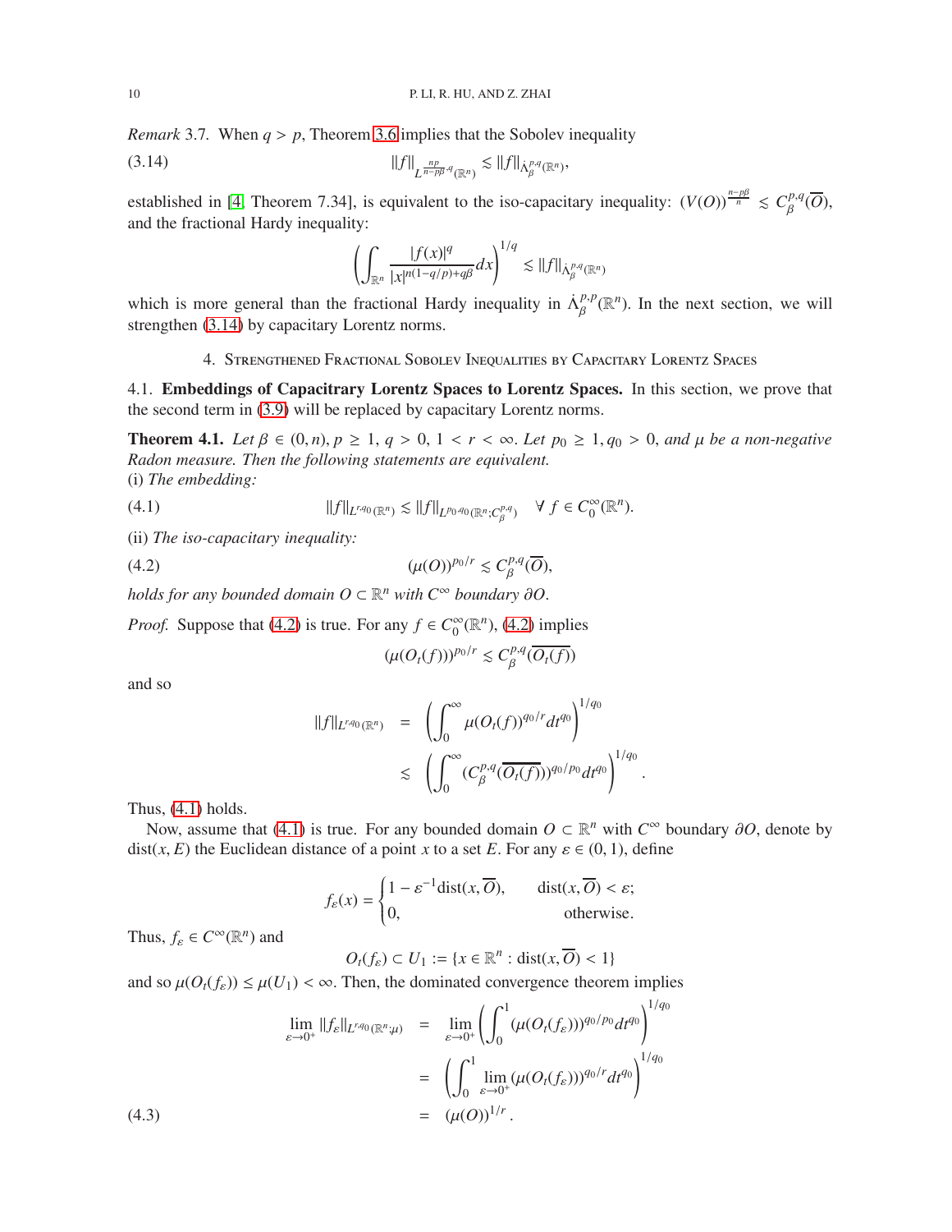*Remark* 3.7. When $q > p$, Theorem 3.6 implies that the Sobolev inequality

$$\|f\|_{L^{\frac{np}{n-p\beta},q}(\mathbb{R}^n)} \lesssim \|f\|_{\dot{\Lambda}^{p,q}_\beta(\mathbb{R}^n)}, \tag{3.14}$$

established in [4, Theorem 7.34], is equivalent to the iso-capacitary inequality: $(V(O))^{\frac{n-p\beta}{n}} \lesssim C^{p,q}_\beta(\overline{O})$, and the fractional Hardy inequality:

$$\left(\int_{\mathbb{R}^n} \frac{|f(x)|^q}{|x|^{n(1-q/p)+q\beta}} dx\right)^{1/q} \lesssim \|f\|_{\dot{\Lambda}^{p,q}_\beta(\mathbb{R}^n)}$$

which is more general than the fractional Hardy inequality in $\dot{\Lambda}^{p,p}_\beta(\mathbb{R}^n)$. In the next section, we will strengthen (3.14) by capacitary Lorentz norms.

## 4. Strengthened Fractional Sobolev Inequalities by Capacitary Lorentz Spaces

### 4.1. Embeddings of Capacitrary Lorentz Spaces to Lorentz Spaces.

In this section, we prove that the second term in (3.9) will be replaced by capacitary Lorentz norms.

**Theorem 4.1.** *Let $\beta \in (0, n)$, $p \geq 1$, $q > 0$, $1 < r < \infty$. Let $p_0 \geq 1, q_0 > 0$, and $\mu$ be a non-negative Radon measure. Then the following statements are equivalent.*
(i) *The embedding:*

$$\|f\|_{L^{r,q_0}(\mathbb{R}^n)} \lesssim \|f\|_{L^{p_0,q_0}(\mathbb{R}^n;C^{p,q}_\beta)} \quad \forall\ f \in C_0^\infty(\mathbb{R}^n). \tag{4.1}$$

(ii) *The iso-capacitary inequality:*

$$(\mu(O))^{p_0/r} \lesssim C^{p,q}_\beta(\overline{O}), \tag{4.2}$$

*holds for any bounded domain $O \subset \mathbb{R}^n$ with $C^\infty$ boundary $\partial O$.*

*Proof.* Suppose that (4.2) is true. For any $f \in C_0^\infty(\mathbb{R}^n)$, (4.2) implies

$$(\mu(O_t(f)))^{p_0/r} \lesssim C^{p,q}_\beta(\overline{O_t(f)})$$

and so

$$\begin{aligned}
\|f\|_{L^{r,q_0}(\mathbb{R}^n)} &= \left(\int_0^\infty \mu(O_t(f))^{q_0/r} dt^{q_0}\right)^{1/q_0} \\
&\lesssim \left(\int_0^\infty (C^{p,q}_\beta(\overline{O_t(f)}))^{q_0/p_0} dt^{q_0}\right)^{1/q_0}.
\end{aligned}$$

Thus, (4.1) holds.

Now, assume that (4.1) is true. For any bounded domain $O \subset \mathbb{R}^n$ with $C^\infty$ boundary $\partial O$, denote by $\mathrm{dist}(x, E)$ the Euclidean distance of a point $x$ to a set $E$. For any $\varepsilon \in (0, 1)$, define

$$f_\varepsilon(x) = \begin{cases} 1 - \varepsilon^{-1}\mathrm{dist}(x, \overline{O}), & \mathrm{dist}(x, \overline{O}) < \varepsilon; \\ 0, & \text{otherwise}. \end{cases}$$

Thus, $f_\varepsilon \in C^\infty(\mathbb{R}^n)$ and

$$O_t(f_\varepsilon) \subset U_1 := \{x \in \mathbb{R}^n : \mathrm{dist}(x, \overline{O}) < 1\}$$

and so $\mu(O_t(f_\varepsilon)) \leq \mu(U_1) < \infty$. Then, the dominated convergence theorem implies

$$\begin{aligned}
\lim_{\varepsilon\to 0^+} \|f_\varepsilon\|_{L^{r,q_0}(\mathbb{R}^n;\mu)} &= \lim_{\varepsilon\to 0^+} \left(\int_0^1 (\mu(O_t(f_\varepsilon)))^{q_0/p_0} dt^{q_0}\right)^{1/q_0} \\
&= \left(\int_0^1 \lim_{\varepsilon\to 0^+} (\mu(O_t(f_\varepsilon)))^{q_0/r} dt^{q_0}\right)^{1/q_0} \\
&= (\mu(O))^{1/r}.
\end{aligned} \tag{4.3}$$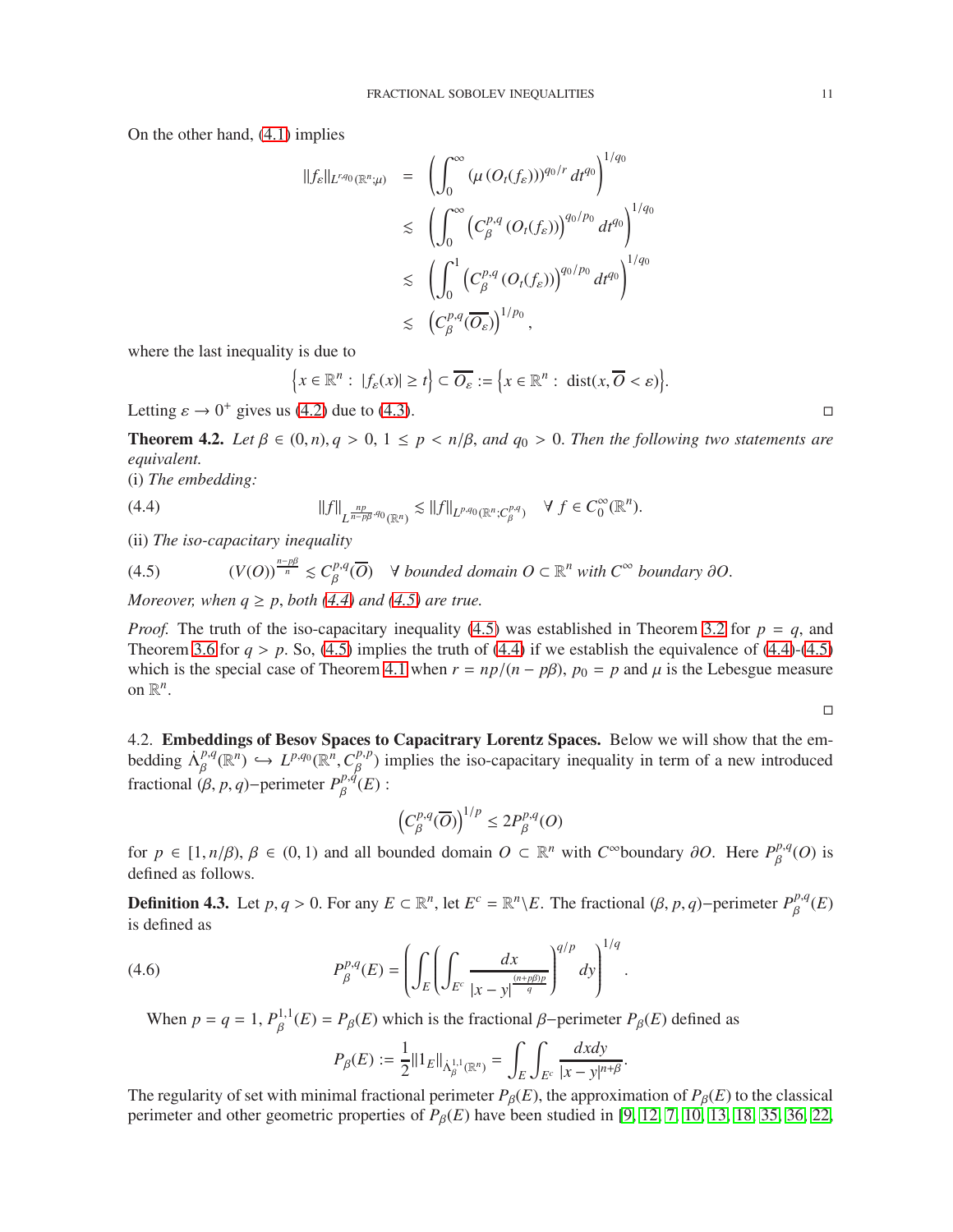On the other hand, (4.1) implies

$$
\begin{aligned}
\|f_\varepsilon\|_{L^{r,q_0}(\mathbb{R}^n;\mu)} &= \left(\int_0^\infty \left(\mu\left(O_t(f_\varepsilon)\right)\right)^{q_0/r} dt^{q_0}\right)^{1/q_0} \\
&\lesssim \left(\int_0^\infty \left(C^{p,q}_\beta\left(O_t(f_\varepsilon)\right)\right)^{q_0/p_0} dt^{q_0}\right)^{1/q_0} \\
&\lesssim \left(\int_0^1 \left(C^{p,q}_\beta\left(O_t(f_\varepsilon)\right)\right)^{q_0/p_0} dt^{q_0}\right)^{1/q_0} \\
&\lesssim \left(C^{p,q}_\beta(\overline{O_\varepsilon})\right)^{1/p_0},
\end{aligned}
$$

where the last inequality is due to

$$
\left\{x \in \mathbb{R}^n : \, |f_\varepsilon(x)| \geq t\right\} \subset \overline{O_\varepsilon} := \left\{x \in \mathbb{R}^n : \, \mathrm{dist}(x, \overline{O} < \varepsilon)\right\}.
$$

Letting $\varepsilon \to 0^+$ gives us (4.2) due to (4.3). □

**Theorem 4.2.** *Let $\beta \in (0, n), q > 0$, $1 \leq p < n/\beta$, and $q_0 > 0$. Then the following two statements are equivalent.*

(i) *The embedding:*

$$
\|f\|_{L^{\frac{np}{n-p\beta}, q_0}(\mathbb{R}^n)} \lesssim \|f\|_{L^{p,q_0}(\mathbb{R}^n; C^{p,q}_\beta)} \quad \forall \, f \in C^\infty_0(\mathbb{R}^n). \tag{4.4}
$$

(ii) *The iso-capacitary inequality*

$$
(V(O))^{\frac{n-p\beta}{n}} \lesssim C^{p,q}_\beta(\overline{O}) \quad \forall \text{ bounded domain } O \subset \mathbb{R}^n \text{ with } C^\infty \text{ boundary } \partial O. \tag{4.5}
$$

*Moreover, when $q \geq p$, both (4.4) and (4.5) are true.*

*Proof.* The truth of the iso-capacitary inequality (4.5) was established in Theorem 3.2 for $p = q$, and Theorem 3.6 for $q > p$. So, (4.5) implies the truth of (4.4) if we establish the equivalence of (4.4)-(4.5) which is the special case of Theorem 4.1 when $r = np/(n - p\beta)$, $p_0 = p$ and $\mu$ is the Lebesgue measure on $\mathbb{R}^n$.

□

4.2. **Embeddings of Besov Spaces to Capacitrary Lorentz Spaces.** Below we will show that the embedding $\dot{\Lambda}^{p,q}_\beta(\mathbb{R}^n) \hookrightarrow L^{p,q_0}(\mathbb{R}^n, C^{p,p}_\beta)$ implies the iso-capacitary inequality in term of a new introduced fractional $(\beta, p, q)-$perimeter $P^{p,q}_\beta(E)$ :

$$
\left(C^{p,q}_\beta(\overline{O})\right)^{1/p} \leq 2P^{p,q}_\beta(O)
$$

for $p \in [1, n/\beta)$, $\beta \in (0, 1)$ and all bounded domain $O \subset \mathbb{R}^n$ with $C^\infty$boundary $\partial O$. Here $P^{p,q}_\beta(O)$ is defined as follows.

**Definition 4.3.** Let $p, q > 0$. For any $E \subset \mathbb{R}^n$, let $E^c = \mathbb{R}^n \backslash E$. The fractional $(\beta, p, q)-$perimeter $P^{p,q}_\beta(E)$ is defined as

$$
P^{p,q}_\beta(E) = \left(\int_E \left(\int_{E^c} \frac{dx}{|x-y|^{\frac{(n+p\beta)p}{q}}}\right)^{q/p} dy\right)^{1/q}. \tag{4.6}
$$

When $p = q = 1$, $P^{1,1}_\beta(E) = P_\beta(E)$ which is the fractional $\beta-$perimeter $P_\beta(E)$ defined as

$$
P_\beta(E) := \frac{1}{2}\|1_E\|_{\dot{\Lambda}^{1,1}_\beta(\mathbb{R}^n)} = \int_E \int_{E^c} \frac{dxdy}{|x-y|^{n+\beta}}.
$$

The regularity of set with minimal fractional perimeter $P_\beta(E)$, the approximation of $P_\beta(E)$ to the classical perimeter and other geometric properties of $P_\beta(E)$ have been studied in [9, 12, 7, 10, 13, 18, 35, 36, 22,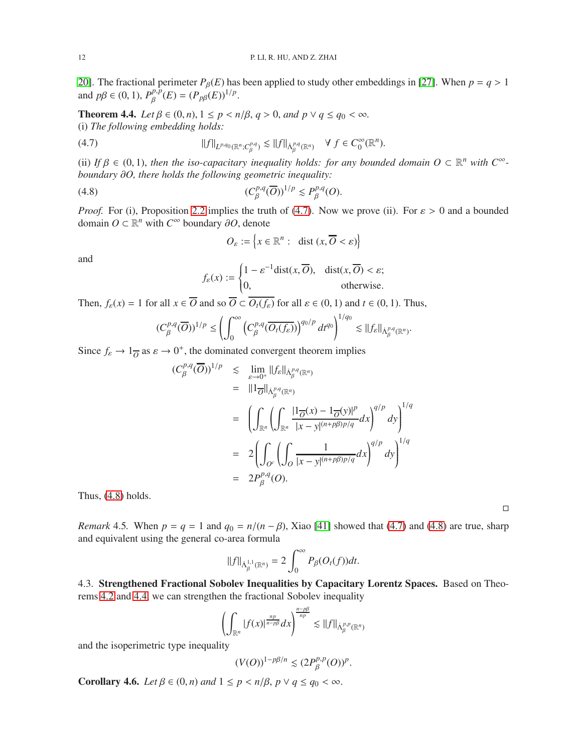[20]. The fractional perimeter $P_\beta(E)$ has been applied to study other embeddings in [27]. When $p = q > 1$ and $p\beta \in (0,1)$, $P^{p,p}_\beta(E) = (P_{p\beta}(E))^{1/p}$.

**Theorem 4.4.** *Let $\beta \in (0, n)$, $1 \le p < n/\beta$, $q > 0$, and $p \vee q \le q_0 < \infty$.*
(i) *The following embedding holds:*

$$\|f\|_{L^{p,q_0}(\mathbb{R}^n;C^{p,q}_\beta)} \lesssim \|f\|_{\dot{\Lambda}^{p,q}_\beta(\mathbb{R}^n)} \quad \forall\ f \in C^\infty_0(\mathbb{R}^n). \tag{4.7}$$

(ii) *If $\beta \in (0,1)$, then the iso-capacitary inequality holds: for any bounded domain $O \subset \mathbb{R}^n$ with $C^\infty$-boundary $\partial O$, there holds the following geometric inequality:*

$$(C^{p,q}_\beta(\overline{O}))^{1/p} \lesssim P^{p,q}_\beta(O). \tag{4.8}$$

*Proof.* For (i), Proposition 2.2 implies the truth of (4.7). Now we prove (ii). For $\varepsilon > 0$ and a bounded domain $O \subset \mathbb{R}^n$ with $C^\infty$ boundary $\partial O$, denote

$$O_\varepsilon := \left\{x \in \mathbb{R}^n : \ \text{dist}\,(x, \overline{O} < \varepsilon)\right\}$$

and

$$f_\varepsilon(x) := \begin{cases} 1 - \varepsilon^{-1}\text{dist}(x, \overline{O}), & \text{dist}(x, \overline{O}) < \varepsilon; \\ 0, & \text{otherwise.} \end{cases}$$

Then, $f_\varepsilon(x) = 1$ for all $x \in \overline{O}$ and so $\overline{O} \subset \overline{O_t(f_\varepsilon)}$ for all $\varepsilon \in (0,1)$ and $t \in (0,1)$. Thus,

$$(C^{p,q}_\beta(\overline{O}))^{1/p} \le \left(\int_0^\infty \left(C^{p,q}_\beta(\overline{O_t(f_\varepsilon)})\right)^{q_0/p} dt^{q_0}\right)^{1/q_0} \lesssim \|f_\varepsilon\|_{\dot{\Lambda}^{p,q}_\beta(\mathbb{R}^n)}.$$

Since $f_\varepsilon \to 1_{\overline{O}}$ as $\varepsilon \to 0^+$, the dominated convergent theorem implies

$$\begin{aligned}
(C^{p,q}_\beta(\overline{O}))^{1/p} &\lesssim \lim_{\varepsilon \to 0^+} \|f_\varepsilon\|_{\dot{\Lambda}^{p,q}_\beta(\mathbb{R}^n)} \\
&= \|1_{\overline{O}}\|_{\dot{\Lambda}^{p,q}_\beta(\mathbb{R}^n)} \\
&= \left(\int_{\mathbb{R}^n} \left(\int_{\mathbb{R}^n} \frac{|1_{\overline{O}}(x) - 1_{\overline{O}}(y)|^p}{|x-y|^{(n+p\beta)p/q}} dx\right)^{q/p} dy\right)^{1/q} \\
&= 2\left(\int_{O^c} \left(\int_O \frac{1}{|x-y|^{(n+p\beta)p/q}} dx\right)^{q/p} dy\right)^{1/q} \\
&= 2P^{p,q}_\beta(O).
\end{aligned}$$

Thus, (4.8) holds. ∎

*Remark* 4.5. When $p = q = 1$ and $q_0 = n/(n-\beta)$, Xiao [41] showed that (4.7) and (4.8) are true, sharp and equivalent using the general co-area formula

$$\|f\|_{\dot{\Lambda}^{1,1}_\beta(\mathbb{R}^n)} = 2\int_0^\infty P_\beta(O_t(f))dt.$$

4.3. **Strengthened Fractional Sobolev Inequalities by Capacitary Lorentz Spaces.** Based on Theorems 4.2 and 4.4, we can strengthen the fractional Sobolev inequality

$$\left(\int_{\mathbb{R}^n} |f(x)|^{\frac{np}{n-p\beta}} dx\right)^{\frac{n-p\beta}{np}} \lesssim \|f\|_{\dot{\Lambda}^{p,p}_\beta(\mathbb{R}^n)}$$

and the isoperimetric type inequality

$$(V(O))^{1-p\beta/n} \lesssim (2P^{p,p}_\beta(O))^p.$$

**Corollary 4.6.** *Let $\beta \in (0, n)$ and $1 \le p < n/\beta$, $p \vee q \le q_0 < \infty$.*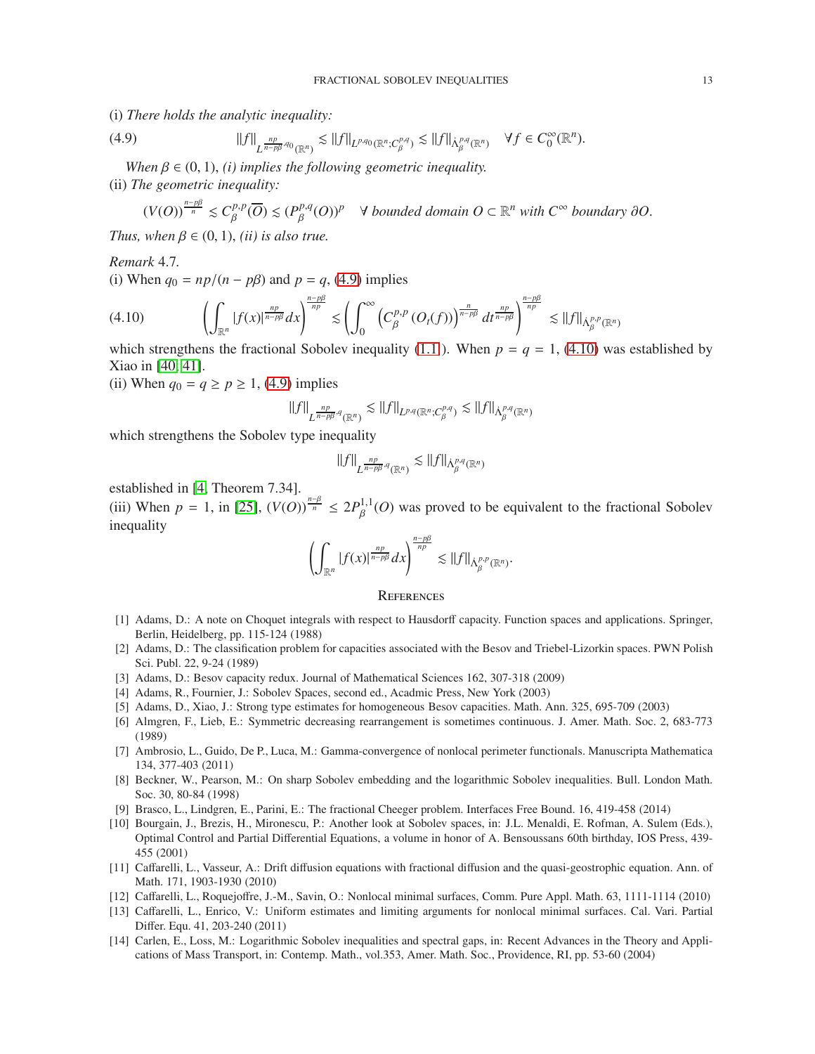(i) *There holds the analytic inequality:*

$$\|f\|_{L^{\frac{np}{n-p\beta},q_0}(\mathbb{R}^n)} \lesssim \|f\|_{L^{p,q_0}(\mathbb{R}^n;C^{p,q}_\beta)} \lesssim \|f\|_{\dot{\Lambda}^{p,q}_\beta(\mathbb{R}^n)} \quad \forall f \in C_0^\infty(\mathbb{R}^n). \tag{4.9}$$

*When* $\beta \in (0,1)$, *(i) implies the following geometric inequality.*

(ii) *The geometric inequality:*

$$(V(O))^{\frac{n-p\beta}{n}} \lesssim C^{p,p}_\beta(\overline{O}) \lesssim (P^{p,q}_\beta(O))^p \quad \forall \text{ bounded domain } O \subset \mathbb{R}^n \text{ with } C^\infty \text{ boundary } \partial O.$$

*Thus, when* $\beta \in (0,1)$, *(ii) is also true.*

*Remark* 4.7.

(i) When $q_0 = np/(n-p\beta)$ and $p = q$, (4.9) implies

$$\left(\int_{\mathbb{R}^n} |f(x)|^{\frac{np}{n-p\beta}} dx\right)^{\frac{n-p\beta}{np}} \lesssim \left(\int_0^\infty \left(C^{p,p}_\beta\left(O_t(f)\right)\right)^{\frac{n}{n-p\beta}} dt^{\frac{np}{n-p\beta}}\right)^{\frac{n-p\beta}{np}} \lesssim \|f\|_{\dot{\Lambda}^{p,p}_\beta(\mathbb{R}^n)} \tag{4.10}$$

which strengthens the fractional Sobolev inequality (1.1). When $p = q = 1$, (4.10) was established by Xiao in [40, 41].

(ii) When $q_0 = q \geq p \geq 1$, (4.9) implies

$$\|f\|_{L^{\frac{np}{n-p\beta},q}(\mathbb{R}^n)} \lesssim \|f\|_{L^{p,q}(\mathbb{R}^n;C^{p,q}_\beta)} \lesssim \|f\|_{\dot{\Lambda}^{p,q}_\beta(\mathbb{R}^n)}$$

which strengthens the Sobolev type inequality

$$\|f\|_{L^{\frac{np}{n-p\beta},q}(\mathbb{R}^n)} \lesssim \|f\|_{\dot{\Lambda}^{p,q}_\beta(\mathbb{R}^n)}$$

established in [4, Theorem 7.34].

(iii) When $p = 1$, in [25], $(V(O))^{\frac{n-\beta}{n}} \leq 2P^{1,1}_\beta(O)$ was proved to be equivalent to the fractional Sobolev inequality

$$\left(\int_{\mathbb{R}^n} |f(x)|^{\frac{np}{n-p\beta}} dx\right)^{\frac{n-p\beta}{np}} \lesssim \|f\|_{\dot{\Lambda}^{p,p}_\beta(\mathbb{R}^n)}.$$

## References

- [1] Adams, D.: A note on Choquet integrals with respect to Hausdorff capacity. Function spaces and applications. Springer, Berlin, Heidelberg, pp. 115-124 (1988)
- [2] Adams, D.: The classification problem for capacities associated with the Besov and Triebel-Lizorkin spaces. PWN Polish Sci. Publ. 22, 9-24 (1989)
- [3] Adams, D.: Besov capacity redux. Journal of Mathematical Sciences 162, 307-318 (2009)
- [4] Adams, R., Fournier, J.: Sobolev Spaces, second ed., Acadmic Press, New York (2003)
- [5] Adams, D., Xiao, J.: Strong type estimates for homogeneous Besov capacities. Math. Ann. 325, 695-709 (2003)
- [6] Almgren, F., Lieb, E.: Symmetric decreasing rearrangement is sometimes continuous. J. Amer. Math. Soc. 2, 683-773 (1989)
- [7] Ambrosio, L., Guido, De P., Luca, M.: Gamma-convergence of nonlocal perimeter functionals. Manuscripta Mathematica 134, 377-403 (2011)
- [8] Beckner, W., Pearson, M.: On sharp Sobolev embedding and the logarithmic Sobolev inequalities. Bull. London Math. Soc. 30, 80-84 (1998)
- [9] Brasco, L., Lindgren, E., Parini, E.: The fractional Cheeger problem. Interfaces Free Bound. 16, 419-458 (2014)
- [10] Bourgain, J., Brezis, H., Mironescu, P.: Another look at Sobolev spaces, in: J.L. Menaldi, E. Rofman, A. Sulem (Eds.), Optimal Control and Partial Differential Equations, a volume in honor of A. Bensoussans 60th birthday, IOS Press, 439-455 (2001)
- [11] Caffarelli, L., Vasseur, A.: Drift diffusion equations with fractional diffusion and the quasi-geostrophic equation. Ann. of Math. 171, 1903-1930 (2010)
- [12] Caffarelli, L., Roquejoffre, J.-M., Savin, O.: Nonlocal minimal surfaces, Comm. Pure Appl. Math. 63, 1111-1114 (2010)
- [13] Caffarelli, L., Enrico, V.: Uniform estimates and limiting arguments for nonlocal minimal surfaces. Cal. Vari. Partial Differ. Equ. 41, 203-240 (2011)
- [14] Carlen, E., Loss, M.: Logarithmic Sobolev inequalities and spectral gaps, in: Recent Advances in the Theory and Applications of Mass Transport, in: Contemp. Math., vol.353, Amer. Math. Soc., Providence, RI, pp. 53-60 (2004)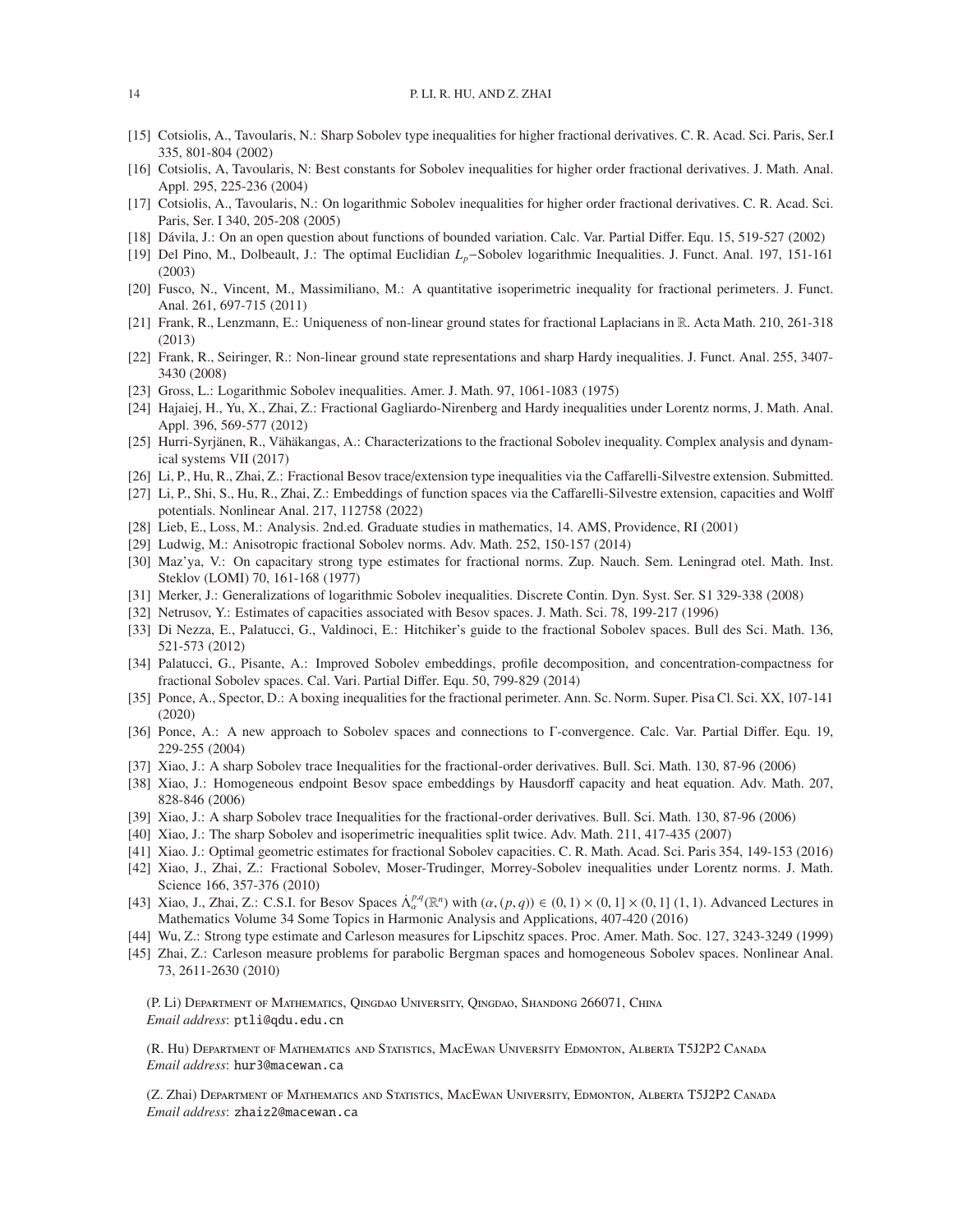[15] Cotsiolis, A., Tavoularis, N.: Sharp Sobolev type inequalities for higher fractional derivatives. C. R. Acad. Sci. Paris, Ser.I 335, 801-804 (2002)

[16] Cotsiolis, A, Tavoularis, N: Best constants for Sobolev inequalities for higher order fractional derivatives. J. Math. Anal. Appl. 295, 225-236 (2004)

[17] Cotsiolis, A., Tavoularis, N.: On logarithmic Sobolev inequalities for higher order fractional derivatives. C. R. Acad. Sci. Paris, Ser. I 340, 205-208 (2005)

[18] Dávila, J.: On an open question about functions of bounded variation. Calc. Var. Partial Differ. Equ. 15, 519-527 (2002)

[19] Del Pino, M., Dolbeault, J.: The optimal Euclidian $L_p$−Sobolev logarithmic Inequalities. J. Funct. Anal. 197, 151-161 (2003)

[20] Fusco, N., Vincent, M., Massimiliano, M.: A quantitative isoperimetric inequality for fractional perimeters. J. Funct. Anal. 261, 697-715 (2011)

[21] Frank, R., Lenzmann, E.: Uniqueness of non-linear ground states for fractional Laplacians in $\mathbb{R}$. Acta Math. 210, 261-318 (2013)

[22] Frank, R., Seiringer, R.: Non-linear ground state representations and sharp Hardy inequalities. J. Funct. Anal. 255, 3407-3430 (2008)

[23] Gross, L.: Logarithmic Sobolev inequalities. Amer. J. Math. 97, 1061-1083 (1975)

[24] Hajaiej, H., Yu, X., Zhai, Z.: Fractional Gagliardo-Nirenberg and Hardy inequalities under Lorentz norms, J. Math. Anal. Appl. 396, 569-577 (2012)

[25] Hurri-Syrjänen, R., Vähäkangas, A.: Characterizations to the fractional Sobolev inequality. Complex analysis and dynamical systems VII (2017)

[26] Li, P., Hu, R., Zhai, Z.: Fractional Besov trace/extension type inequalities via the Caffarelli-Silvestre extension. Submitted.

[27] Li, P., Shi, S., Hu, R., Zhai, Z.: Embeddings of function spaces via the Caffarelli-Silvestre extension, capacities and Wolff potentials. Nonlinear Anal. 217, 112758 (2022)

[28] Lieb, E., Loss, M.: Analysis. 2nd.ed. Graduate studies in mathematics, 14. AMS, Providence, RI (2001)

[29] Ludwig, M.: Anisotropic fractional Sobolev norms. Adv. Math. 252, 150-157 (2014)

[30] Maz'ya, V.: On capacitary strong type estimates for fractional norms. Zup. Nauch. Sem. Leningrad otel. Math. Inst. Steklov (LOMI) 70, 161-168 (1977)

[31] Merker, J.: Generalizations of logarithmic Sobolev inequalities. Discrete Contin. Dyn. Syst. Ser. S1 329-338 (2008)

[32] Netrusov, Y.: Estimates of capacities associated with Besov spaces. J. Math. Sci. 78, 199-217 (1996)

[33] Di Nezza, E., Palatucci, G., Valdinoci, E.: Hitchiker's guide to the fractional Sobolev spaces. Bull des Sci. Math. 136, 521-573 (2012)

[34] Palatucci, G., Pisante, A.: Improved Sobolev embeddings, profile decomposition, and concentration-compactness for fractional Sobolev spaces. Cal. Vari. Partial Differ. Equ. 50, 799-829 (2014)

[35] Ponce, A., Spector, D.: A boxing inequalities for the fractional perimeter. Ann. Sc. Norm. Super. Pisa Cl. Sci. XX, 107-141 (2020)

[36] Ponce, A.: A new approach to Sobolev spaces and connections to Γ-convergence. Calc. Var. Partial Differ. Equ. 19, 229-255 (2004)

[37] Xiao, J.: A sharp Sobolev trace Inequalities for the fractional-order derivatives. Bull. Sci. Math. 130, 87-96 (2006)

[38] Xiao, J.: Homogeneous endpoint Besov space embeddings by Hausdorff capacity and heat equation. Adv. Math. 207, 828-846 (2006)

[39] Xiao, J.: A sharp Sobolev trace Inequalities for the fractional-order derivatives. Bull. Sci. Math. 130, 87-96 (2006)

[40] Xiao, J.: The sharp Sobolev and isoperimetric inequalities split twice. Adv. Math. 211, 417-435 (2007)

[41] Xiao. J.: Optimal geometric estimates for fractional Sobolev capacities. C. R. Math. Acad. Sci. Paris 354, 149-153 (2016)

[42] Xiao, J., Zhai, Z.: Fractional Sobolev, Moser-Trudinger, Morrey-Sobolev inequalities under Lorentz norms. J. Math. Science 166, 357-376 (2010)

[43] Xiao, J., Zhai, Z.: C.S.I. for Besov Spaces $\dot{\Lambda}^{p,q}_{\alpha}(\mathbb{R}^n)$ with $(\alpha,(p,q)) \in (0,1)\times(0,1]\times(0,1]$ $(1,1)$. Advanced Lectures in Mathematics Volume 34 Some Topics in Harmonic Analysis and Applications, 407-420 (2016)

[44] Wu, Z.: Strong type estimate and Carleson measures for Lipschitz spaces. Proc. Amer. Math. Soc. 127, 3243-3249 (1999)

[45] Zhai, Z.: Carleson measure problems for parabolic Bergman spaces and homogeneous Sobolev spaces. Nonlinear Anal. 73, 2611-2630 (2010)

(P. Li) Department of Mathematics, Qingdao University, Qingdao, Shandong 266071, China
*Email address*: ptli@qdu.edu.cn

(R. Hu) Department of Mathematics and Statistics, MacEwan University Edmonton, Alberta T5J2P2 Canada
*Email address*: hur3@macewan.ca

(Z. Zhai) Department of Mathematics and Statistics, MacEwan University, Edmonton, Alberta T5J2P2 Canada
*Email address*: zhaiz2@macewan.ca